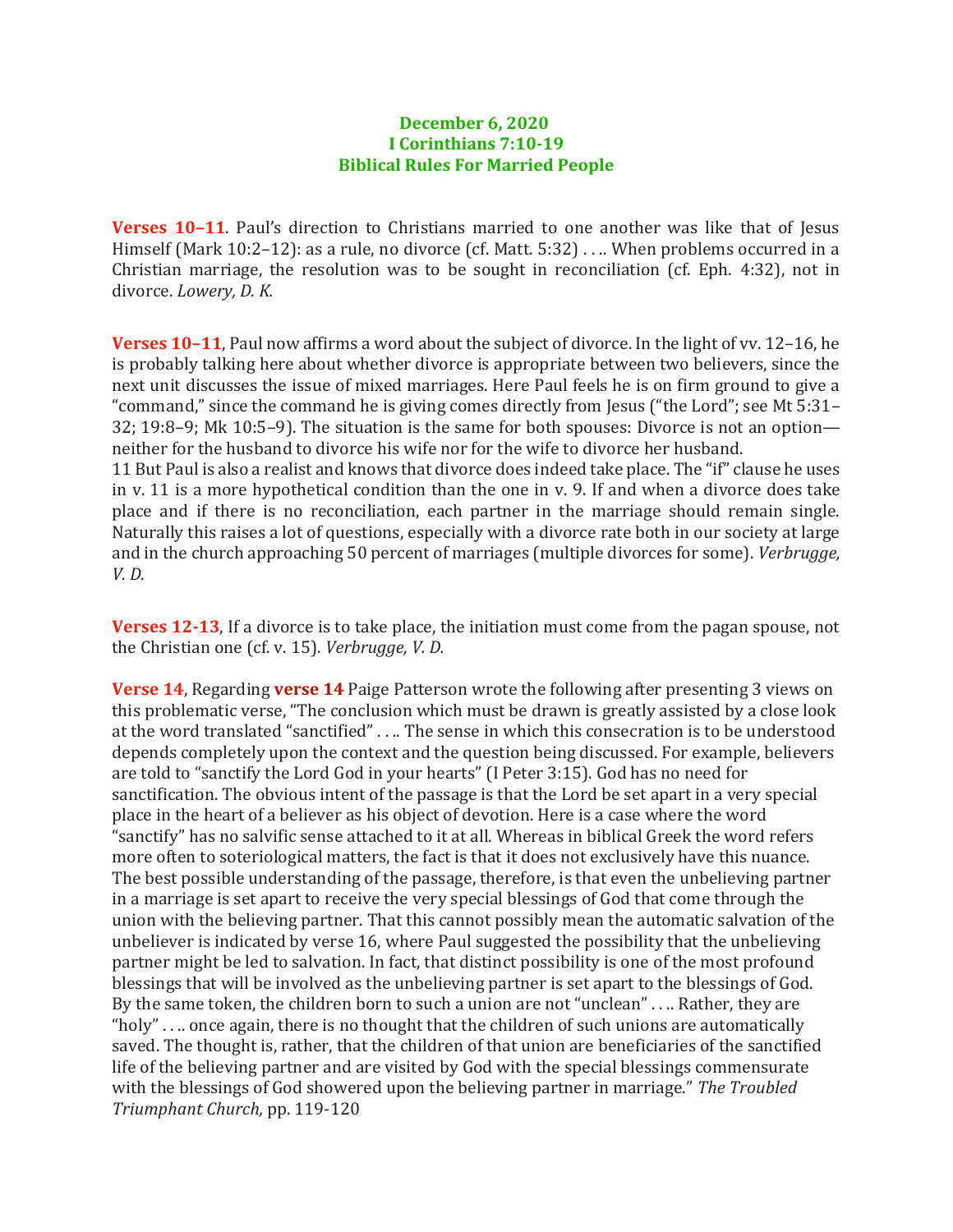**December 6, 2020**
**I Corinthians 7:10-19**
**Biblical Rules For Married People**

**Verses 10–11**. Paul's direction to Christians married to one another was like that of Jesus Himself (Mark 10:2–12): as a rule, no divorce (cf. Matt. 5:32) . . .. When problems occurred in a Christian marriage, the resolution was to be sought in reconciliation (cf. Eph. 4:32), not in divorce. *Lowery, D. K.*

**Verses 10–11**, Paul now affirms a word about the subject of divorce. In the light of vv. 12–16, he is probably talking here about whether divorce is appropriate between two believers, since the next unit discusses the issue of mixed marriages. Here Paul feels he is on firm ground to give a "command," since the command he is giving comes directly from Jesus ("the Lord"; see Mt 5:31–32; 19:8–9; Mk 10:5–9). The situation is the same for both spouses: Divorce is not an option—neither for the husband to divorce his wife nor for the wife to divorce her husband.
11 But Paul is also a realist and knows that divorce does indeed take place. The "if" clause he uses in v. 11 is a more hypothetical condition than the one in v. 9. If and when a divorce does take place and if there is no reconciliation, each partner in the marriage should remain single. Naturally this raises a lot of questions, especially with a divorce rate both in our society at large and in the church approaching 50 percent of marriages (multiple divorces for some). *Verbrugge, V. D.*

**Verses 12-13**, If a divorce is to take place, the initiation must come from the pagan spouse, not the Christian one (cf. v. 15). *Verbrugge, V. D.*

**Verse 14**, Regarding **verse 14** Paige Patterson wrote the following after presenting 3 views on this problematic verse, "The conclusion which must be drawn is greatly assisted by a close look at the word translated "sanctified" . . .. The sense in which this consecration is to be understood depends completely upon the context and the question being discussed. For example, believers are told to "sanctify the Lord God in your hearts" (I Peter 3:15). God has no need for sanctification. The obvious intent of the passage is that the Lord be set apart in a very special place in the heart of a believer as his object of devotion. Here is a case where the word "sanctify" has no salvific sense attached to it at all. Whereas in biblical Greek the word refers more often to soteriological matters, the fact is that it does not exclusively have this nuance. The best possible understanding of the passage, therefore, is that even the unbelieving partner in a marriage is set apart to receive the very special blessings of God that come through the union with the believing partner. That this cannot possibly mean the automatic salvation of the unbeliever is indicated by verse 16, where Paul suggested the possibility that the unbelieving partner might be led to salvation. In fact, that distinct possibility is one of the most profound blessings that will be involved as the unbelieving partner is set apart to the blessings of God. By the same token, the children born to such a union are not "unclean" . . .. Rather, they are "holy" . . .. once again, there is no thought that the children of such unions are automatically saved. The thought is, rather, that the children of that union are beneficiaries of the sanctified life of the believing partner and are visited by God with the special blessings commensurate with the blessings of God showered upon the believing partner in marriage." *The Troubled Triumphant Church,* pp. 119-120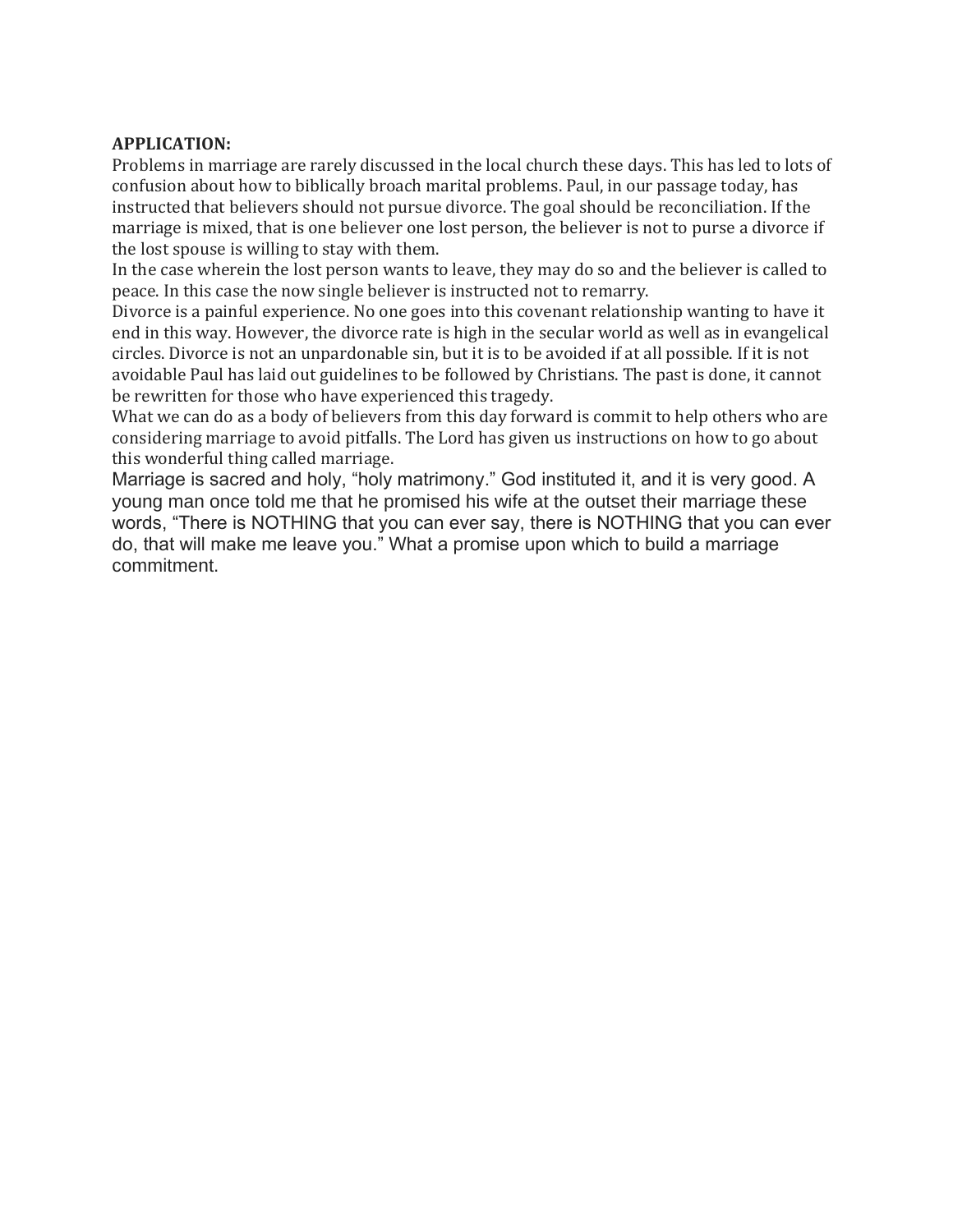**APPLICATION:**

Problems in marriage are rarely discussed in the local church these days. This has led to lots of confusion about how to biblically broach marital problems. Paul, in our passage today, has instructed that believers should not pursue divorce. The goal should be reconciliation. If the marriage is mixed, that is one believer one lost person, the believer is not to purse a divorce if the lost spouse is willing to stay with them.

In the case wherein the lost person wants to leave, they may do so and the believer is called to peace. In this case the now single believer is instructed not to remarry.

Divorce is a painful experience. No one goes into this covenant relationship wanting to have it end in this way. However, the divorce rate is high in the secular world as well as in evangelical circles. Divorce is not an unpardonable sin, but it is to be avoided if at all possible. If it is not avoidable Paul has laid out guidelines to be followed by Christians. The past is done, it cannot be rewritten for those who have experienced this tragedy.

What we can do as a body of believers from this day forward is commit to help others who are considering marriage to avoid pitfalls. The Lord has given us instructions on how to go about this wonderful thing called marriage.

Marriage is sacred and holy, "holy matrimony." God instituted it, and it is very good. A young man once told me that he promised his wife at the outset their marriage these words, "There is NOTHING that you can ever say, there is NOTHING that you can ever do, that will make me leave you." What a promise upon which to build a marriage commitment.